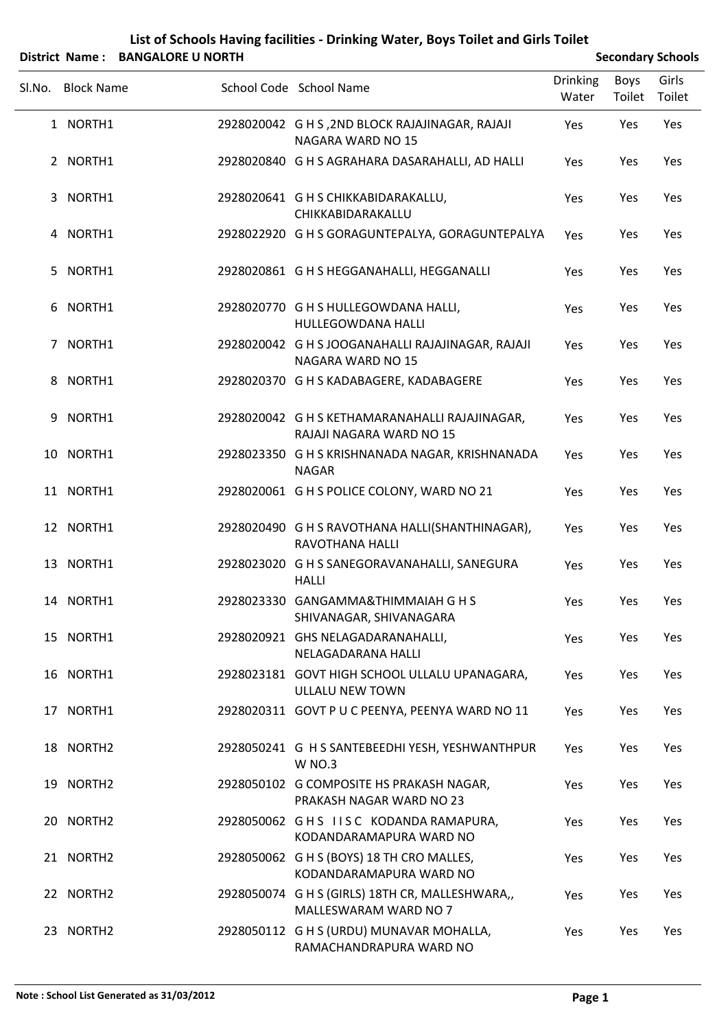# List of Schools Having facilities - Drinking Water, Boys Toilet and Girls Toilet

**District Name : BANGALORE U NORTH** | **Secondary Schools**

| Sl.No. | Block Name | School Code | School Name | Drinking Water | Boys Toilet | Girls Toilet |
|---|---|---|---|---|---|---|
| 1 | NORTH1 | 2928020042 | G H S ,2ND BLOCK RAJAJINAGAR, RAJAJI NAGARA WARD NO 15 | Yes | Yes | Yes |
| 2 | NORTH1 | 2928020840 | G H S AGRAHARA DASARAHALLI, AD HALLI | Yes | Yes | Yes |
| 3 | NORTH1 | 2928020641 | G H S CHIKKABIDARAKALLU, CHIKKABIDARAKALLU | Yes | Yes | Yes |
| 4 | NORTH1 | 2928022920 | G H S GORAGUNTEPALYA, GORAGUNTEPALYA | Yes | Yes | Yes |
| 5 | NORTH1 | 2928020861 | G H S HEGGANAHALLI, HEGGANALLI | Yes | Yes | Yes |
| 6 | NORTH1 | 2928020770 | G H S HULLEGOWDANA HALLI, HULLEGOWDANA HALLI | Yes | Yes | Yes |
| 7 | NORTH1 | 2928020042 | G H S JOOGANAHALLI RAJAJINAGAR, RAJAJI NAGARA WARD NO 15 | Yes | Yes | Yes |
| 8 | NORTH1 | 2928020370 | G H S KADABAGERE, KADABAGERE | Yes | Yes | Yes |
| 9 | NORTH1 | 2928020042 | G H S KETHAMARANAHALLI RAJAJINAGAR, RAJAJI NAGARA WARD NO 15 | Yes | Yes | Yes |
| 10 | NORTH1 | 2928023350 | G H S KRISHNANADA NAGAR, KRISHNANADA NAGAR | Yes | Yes | Yes |
| 11 | NORTH1 | 2928020061 | G H S POLICE COLONY, WARD NO 21 | Yes | Yes | Yes |
| 12 | NORTH1 | 2928020490 | G H S RAVOTHANA HALLI(SHANTHINAGAR), RAVOTHANA HALLI | Yes | Yes | Yes |
| 13 | NORTH1 | 2928023020 | G H S SANEGORAVANAHALLI, SANEGURA HALLI | Yes | Yes | Yes |
| 14 | NORTH1 | 2928023330 | GANGAMMA&THIMMAIAH G H S SHIVANAGAR, SHIVANAGARA | Yes | Yes | Yes |
| 15 | NORTH1 | 2928020921 | GHS NELAGADARANAHALLI, NELAGADARANA HALLI | Yes | Yes | Yes |
| 16 | NORTH1 | 2928023181 | GOVT HIGH SCHOOL ULLALU UPANAGARA, ULLALU NEW TOWN | Yes | Yes | Yes |
| 17 | NORTH1 | 2928020311 | GOVT P U C PEENYA, PEENYA WARD NO 11 | Yes | Yes | Yes |
| 18 | NORTH2 | 2928050241 | G H S SANTEBEEDHI YESH, YESHWANTHPUR W NO.3 | Yes | Yes | Yes |
| 19 | NORTH2 | 2928050102 | G COMPOSITE HS PRAKASH NAGAR, PRAKASH NAGAR WARD NO 23 | Yes | Yes | Yes |
| 20 | NORTH2 | 2928050062 | G H S I I S C KODANDA RAMAPURA, KODANDARAMAPURA WARD NO | Yes | Yes | Yes |
| 21 | NORTH2 | 2928050062 | G H S (BOYS) 18 TH CRO MALLES, KODANDARAMAPURA WARD NO | Yes | Yes | Yes |
| 22 | NORTH2 | 2928050074 | G H S (GIRLS) 18TH CR, MALLESHWARA,, MALLESWARAM WARD NO 7 | Yes | Yes | Yes |
| 23 | NORTH2 | 2928050112 | G H S (URDU) MUNAVAR MOHALLA, RAMACHANDRAPURA WARD NO | Yes | Yes | Yes |

**Note : School List Generated as 31/03/2012**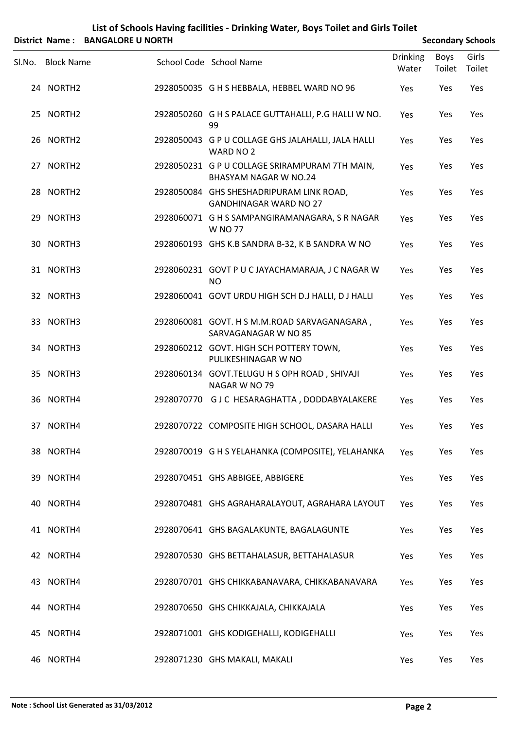## List of Schools Having facilities - Drinking Water, Boys Toilet and Girls Toilet

**District Name : BANGALORE U NORTH** **Secondary Schools**

| Sl.No. | Block Name | School Code | School Name | Drinking Water | Boys Toilet | Girls Toilet |
|---|---|---|---|---|---|---|
| 24 | NORTH2 | 2928050035 | G H S HEBBALA, HEBBEL WARD NO 96 | Yes | Yes | Yes |
| 25 | NORTH2 | 2928050260 | G H S PALACE GUTTAHALLI, P.G HALLI W NO. 99 | Yes | Yes | Yes |
| 26 | NORTH2 | 2928050043 | G P U COLLAGE GHS JALAHALLI, JALA HALLI WARD NO 2 | Yes | Yes | Yes |
| 27 | NORTH2 | 2928050231 | G P U COLLAGE SRIRAMPURAM 7TH MAIN, BHASYAM NAGAR W NO.24 | Yes | Yes | Yes |
| 28 | NORTH2 | 2928050084 | GHS SHESHADRIPURAM LINK ROAD, GANDHINAGAR WARD NO 27 | Yes | Yes | Yes |
| 29 | NORTH3 | 2928060071 | G H S SAMPANGIRAMANAGARA, S R NAGAR W NO 77 | Yes | Yes | Yes |
| 30 | NORTH3 | 2928060193 | GHS K.B SANDRA B-32, K B SANDRA W NO | Yes | Yes | Yes |
| 31 | NORTH3 | 2928060231 | GOVT P U C JAYACHAMARAJA, J C NAGAR W NO | Yes | Yes | Yes |
| 32 | NORTH3 | 2928060041 | GOVT URDU HIGH SCH D.J HALLI, D J HALLI | Yes | Yes | Yes |
| 33 | NORTH3 | 2928060081 | GOVT. H S M.M.ROAD SARVAGANAGARA , SARVAGANAGAR W NO 85 | Yes | Yes | Yes |
| 34 | NORTH3 | 2928060212 | GOVT. HIGH SCH POTTERY TOWN, PULIKESHINAGAR W NO | Yes | Yes | Yes |
| 35 | NORTH3 | 2928060134 | GOVT.TELUGU H S OPH ROAD , SHIVAJI NAGAR W NO 79 | Yes | Yes | Yes |
| 36 | NORTH4 | 2928070770 | G J C HESARAGHATTA , DODDABYALAKERE | Yes | Yes | Yes |
| 37 | NORTH4 | 2928070722 | COMPOSITE HIGH SCHOOL, DASARA HALLI | Yes | Yes | Yes |
| 38 | NORTH4 | 2928070019 | G H S YELAHANKA (COMPOSITE), YELAHANKA | Yes | Yes | Yes |
| 39 | NORTH4 | 2928070451 | GHS ABBIGEE, ABBIGERE | Yes | Yes | Yes |
| 40 | NORTH4 | 2928070481 | GHS AGRAHARALAYOUT, AGRAHARA LAYOUT | Yes | Yes | Yes |
| 41 | NORTH4 | 2928070641 | GHS BAGALAKUNTE, BAGALAGUNTE | Yes | Yes | Yes |
| 42 | NORTH4 | 2928070530 | GHS BETTAHALASUR, BETTAHALASUR | Yes | Yes | Yes |
| 43 | NORTH4 | 2928070701 | GHS CHIKKABANAVARA, CHIKKABANAVARA | Yes | Yes | Yes |
| 44 | NORTH4 | 2928070650 | GHS CHIKKAJALA, CHIKKAJALA | Yes | Yes | Yes |
| 45 | NORTH4 | 2928071001 | GHS KODIGEHALLI, KODIGEHALLI | Yes | Yes | Yes |
| 46 | NORTH4 | 2928071230 | GHS MAKALI, MAKALI | Yes | Yes | Yes |

**Note : School List Generated as 31/03/2012**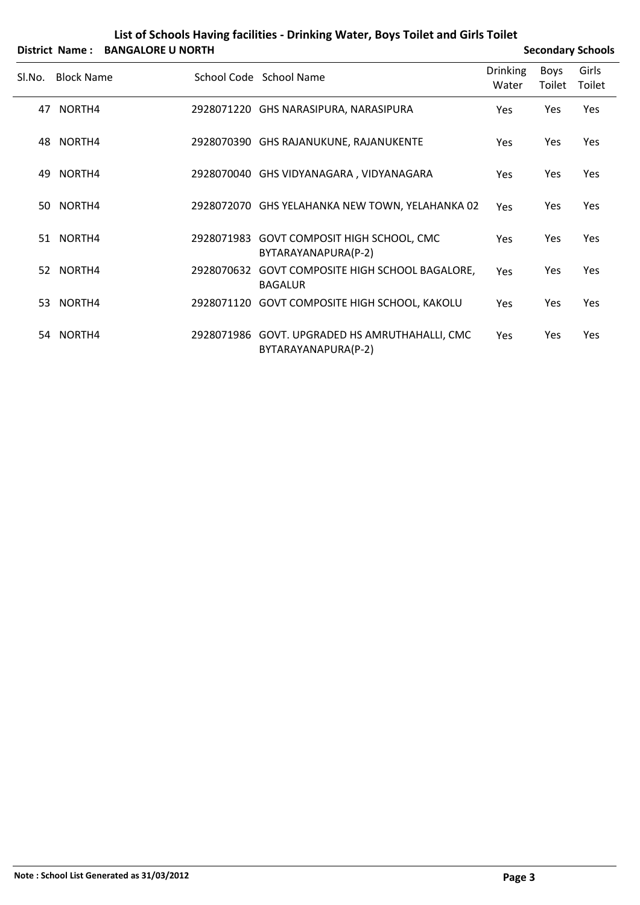**List of Schools Having facilities - Drinking Water, Boys Toilet and Girls Toilet**

**District Name : BANGALORE U NORTH** **Secondary Schools**

| Sl.No. | Block Name | School Code | School Name | Drinking Water | Boys Toilet | Girls Toilet |
|---|---|---|---|---|---|---|
| 47 | NORTH4 | 2928071220 | GHS NARASIPURA, NARASIPURA | Yes | Yes | Yes |
| 48 | NORTH4 | 2928070390 | GHS RAJANUKUNE, RAJANUKENTE | Yes | Yes | Yes |
| 49 | NORTH4 | 2928070040 | GHS VIDYANAGARA , VIDYANAGARA | Yes | Yes | Yes |
| 50 | NORTH4 | 2928072070 | GHS YELAHANKA NEW TOWN, YELAHANKA 02 | Yes | Yes | Yes |
| 51 | NORTH4 | 2928071983 | GOVT COMPOSIT HIGH SCHOOL, CMC BYTARAYANAPURA(P-2) | Yes | Yes | Yes |
| 52 | NORTH4 | 2928070632 | GOVT COMPOSITE HIGH SCHOOL BAGALORE, BAGALUR | Yes | Yes | Yes |
| 53 | NORTH4 | 2928071120 | GOVT COMPOSITE HIGH SCHOOL, KAKOLU | Yes | Yes | Yes |
| 54 | NORTH4 | 2928071986 | GOVT. UPGRADED HS AMRUTHAHALLI, CMC BYTARAYANAPURA(P-2) | Yes | Yes | Yes |

**Note : School List Generated as 31/03/2012**